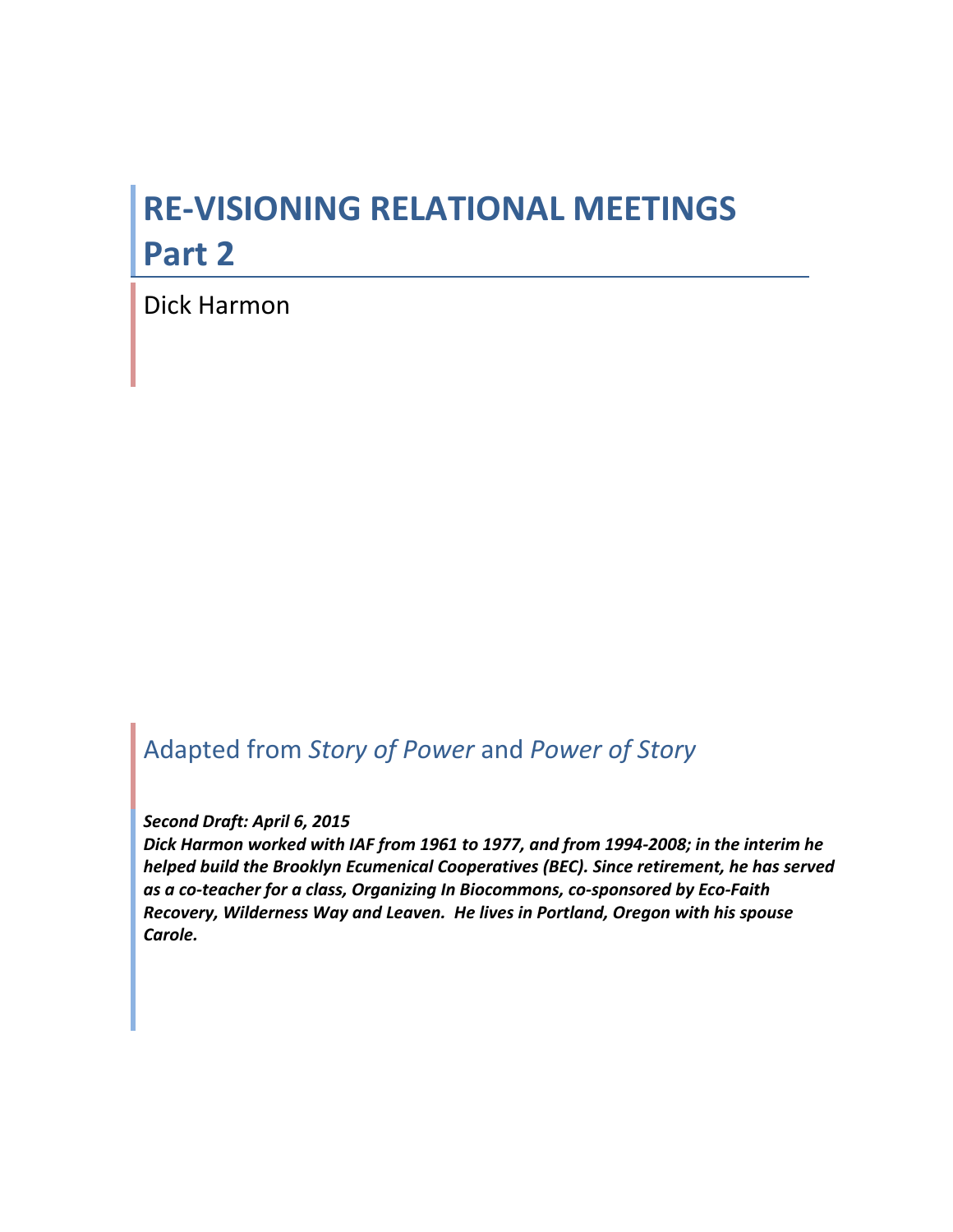# RE-VISIONING RELATIONAL MEETINGS
# Part 2

Dick Harmon

## Adapted from *Story of Power* and *Power of Story*

***Second Draft: April 6, 2015***

***Dick Harmon worked with IAF from 1961 to 1977, and from 1994-2008; in the interim he helped build the Brooklyn Ecumenical Cooperatives (BEC). Since retirement, he has served as a co-teacher for a class, Organizing In Biocommons, co-sponsored by Eco-Faith Recovery, Wilderness Way and Leaven. He lives in Portland, Oregon with his spouse Carole.***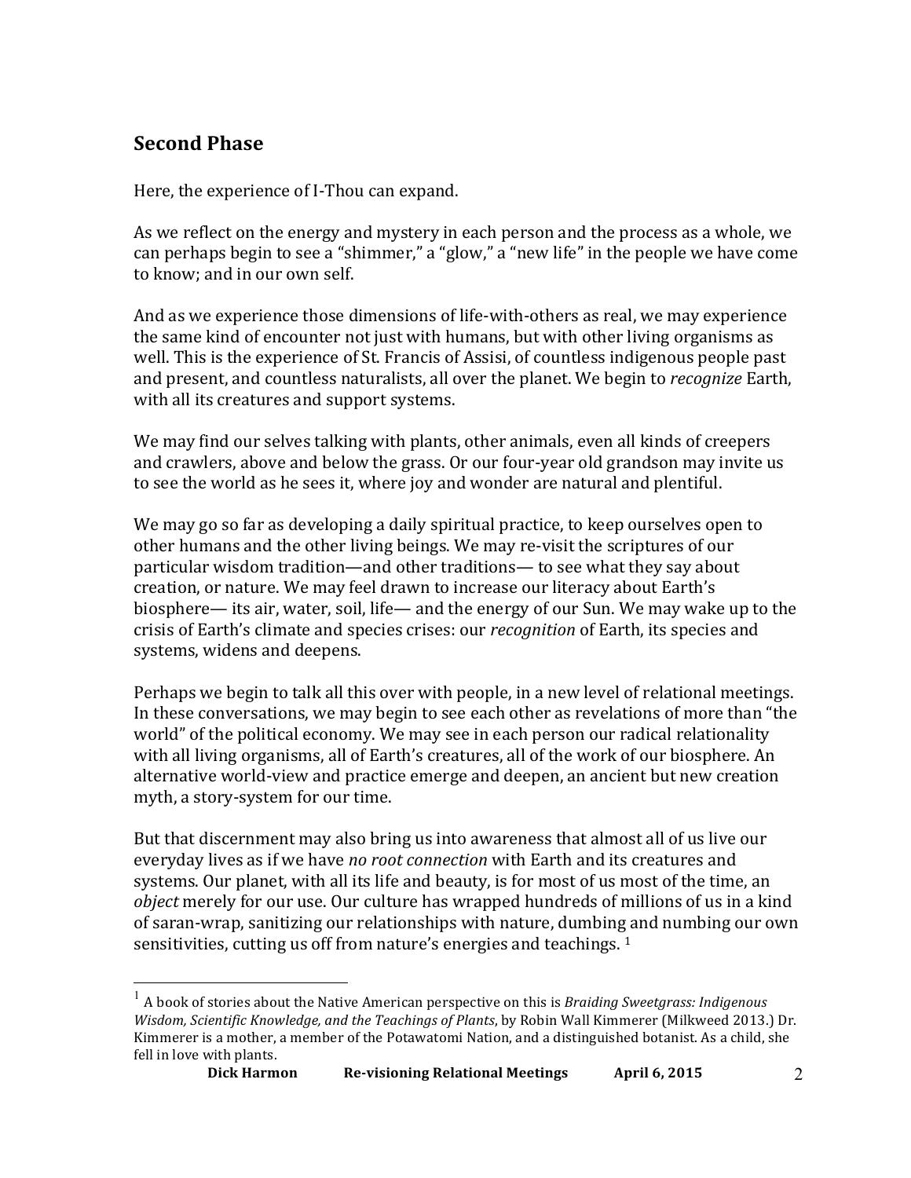## Second Phase

Here, the experience of I-Thou can expand.

As we reflect on the energy and mystery in each person and the process as a whole, we can perhaps begin to see a "shimmer," a "glow," a "new life" in the people we have come to know; and in our own self.

And as we experience those dimensions of life-with-others as real, we may experience the same kind of encounter not just with humans, but with other living organisms as well. This is the experience of St. Francis of Assisi, of countless indigenous people past and present, and countless naturalists, all over the planet. We begin to *recognize* Earth, with all its creatures and support systems.

We may find our selves talking with plants, other animals, even all kinds of creepers and crawlers, above and below the grass. Or our four-year old grandson may invite us to see the world as he sees it, where joy and wonder are natural and plentiful.

We may go so far as developing a daily spiritual practice, to keep ourselves open to other humans and the other living beings. We may re-visit the scriptures of our particular wisdom tradition—and other traditions— to see what they say about creation, or nature. We may feel drawn to increase our literacy about Earth's biosphere— its air, water, soil, life— and the energy of our Sun. We may wake up to the crisis of Earth's climate and species crises: our *recognition* of Earth, its species and systems, widens and deepens.

Perhaps we begin to talk all this over with people, in a new level of relational meetings. In these conversations, we may begin to see each other as revelations of more than "the world" of the political economy. We may see in each person our radical relationality with all living organisms, all of Earth's creatures, all of the work of our biosphere. An alternative world-view and practice emerge and deepen, an ancient but new creation myth, a story-system for our time.

But that discernment may also bring us into awareness that almost all of us live our everyday lives as if we have *no root connection* with Earth and its creatures and systems. Our planet, with all its life and beauty, is for most of us most of the time, an *object* merely for our use. Our culture has wrapped hundreds of millions of us in a kind of saran-wrap, sanitizing our relationships with nature, dumbing and numbing our own sensitivities, cutting us off from nature's energies and teachings. [1]

---

[1] A book of stories about the Native American perspective on this is *Braiding Sweetgrass: Indigenous Wisdom, Scientific Knowledge, and the Teachings of Plants*, by Robin Wall Kimmerer (Milkweed 2013.) Dr. Kimmerer is a mother, a member of the Potawatomi Nation, and a distinguished botanist. As a child, she fell in love with plants.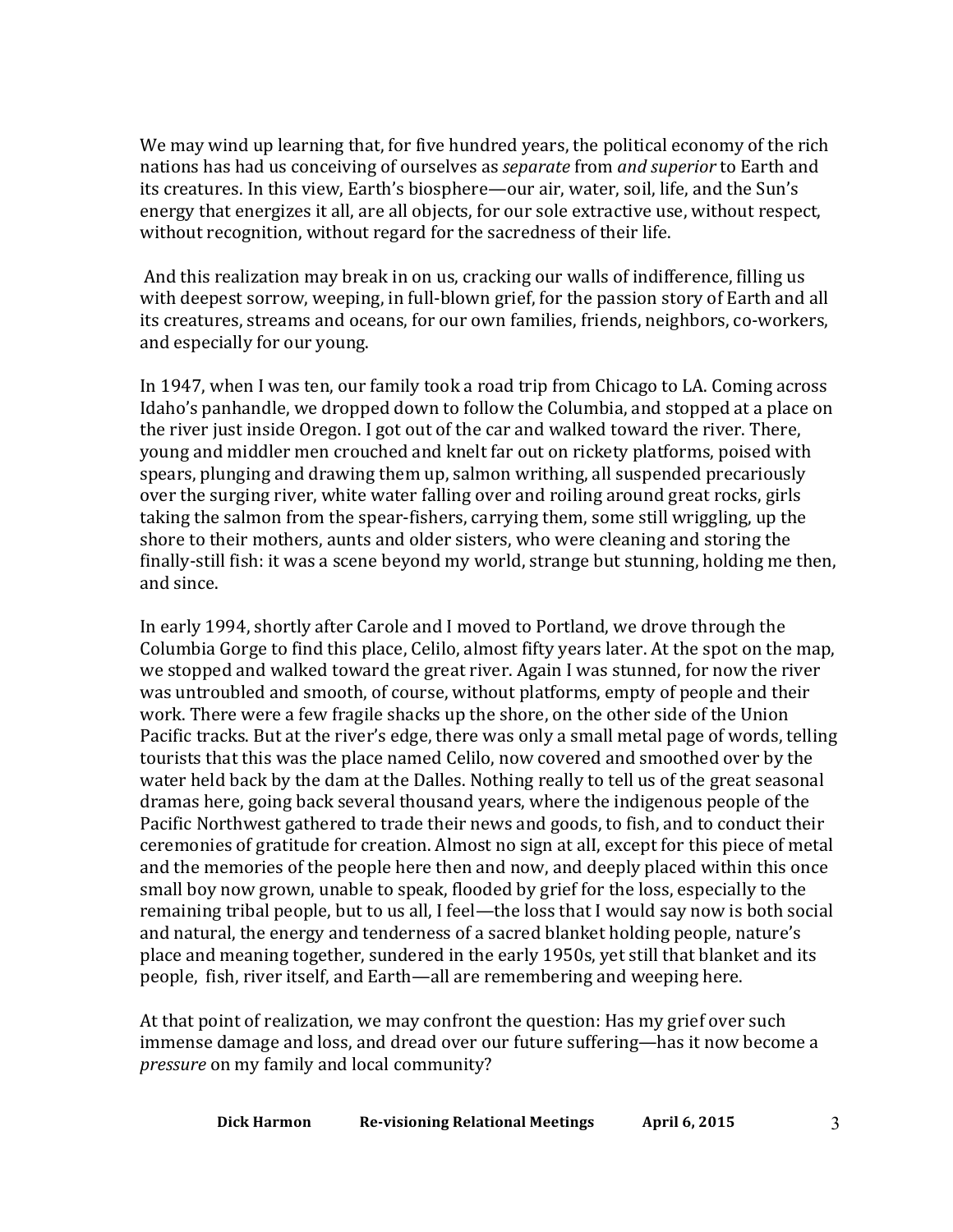We may wind up learning that, for five hundred years, the political economy of the rich nations has had us conceiving of ourselves as *separate* from *and superior* to Earth and its creatures. In this view, Earth's biosphere—our air, water, soil, life, and the Sun's energy that energizes it all, are all objects, for our sole extractive use, without respect, without recognition, without regard for the sacredness of their life.

And this realization may break in on us, cracking our walls of indifference, filling us with deepest sorrow, weeping, in full-blown grief, for the passion story of Earth and all its creatures, streams and oceans, for our own families, friends, neighbors, co-workers, and especially for our young.

In 1947, when I was ten, our family took a road trip from Chicago to LA. Coming across Idaho's panhandle, we dropped down to follow the Columbia, and stopped at a place on the river just inside Oregon. I got out of the car and walked toward the river. There, young and middler men crouched and knelt far out on rickety platforms, poised with spears, plunging and drawing them up, salmon writhing, all suspended precariously over the surging river, white water falling over and roiling around great rocks, girls taking the salmon from the spear-fishers, carrying them, some still wriggling, up the shore to their mothers, aunts and older sisters, who were cleaning and storing the finally-still fish: it was a scene beyond my world, strange but stunning, holding me then, and since.

In early 1994, shortly after Carole and I moved to Portland, we drove through the Columbia Gorge to find this place, Celilo, almost fifty years later. At the spot on the map, we stopped and walked toward the great river. Again I was stunned, for now the river was untroubled and smooth, of course, without platforms, empty of people and their work. There were a few fragile shacks up the shore, on the other side of the Union Pacific tracks. But at the river's edge, there was only a small metal page of words, telling tourists that this was the place named Celilo, now covered and smoothed over by the water held back by the dam at the Dalles. Nothing really to tell us of the great seasonal dramas here, going back several thousand years, where the indigenous people of the Pacific Northwest gathered to trade their news and goods, to fish, and to conduct their ceremonies of gratitude for creation. Almost no sign at all, except for this piece of metal and the memories of the people here then and now, and deeply placed within this once small boy now grown, unable to speak, flooded by grief for the loss, especially to the remaining tribal people, but to us all, I feel—the loss that I would say now is both social and natural, the energy and tenderness of a sacred blanket holding people, nature's place and meaning together, sundered in the early 1950s, yet still that blanket and its people, fish, river itself, and Earth—all are remembering and weeping here.

At that point of realization, we may confront the question: Has my grief over such immense damage and loss, and dread over our future suffering—has it now become a *pressure* on my family and local community?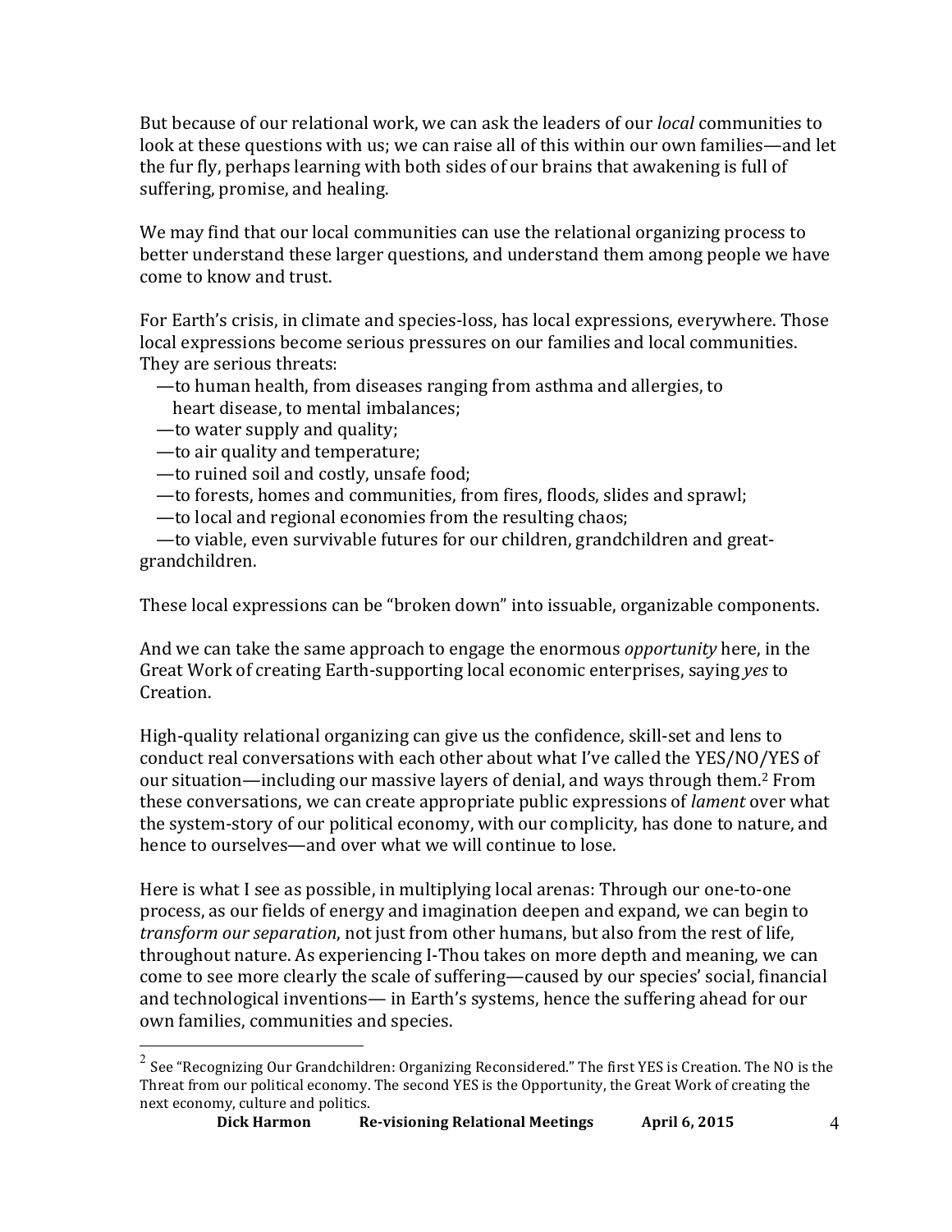But because of our relational work, we can ask the leaders of our *local* communities to look at these questions with us; we can raise all of this within our own families—and let the fur fly, perhaps learning with both sides of our brains that awakening is full of suffering, promise, and healing.

We may find that our local communities can use the relational organizing process to better understand these larger questions, and understand them among people we have come to know and trust.

For Earth's crisis, in climate and species-loss, has local expressions, everywhere. Those local expressions become serious pressures on our families and local communities. They are serious threats:

—to human health, from diseases ranging from asthma and allergies, to heart disease, to mental imbalances;  
—to water supply and quality;  
—to air quality and temperature;  
—to ruined soil and costly, unsafe food;  
—to forests, homes and communities, from fires, floods, slides and sprawl;  
—to local and regional economies from the resulting chaos;  
—to viable, even survivable futures for our children, grandchildren and great-grandchildren.

These local expressions can be "broken down" into issuable, organizable components.

And we can take the same approach to engage the enormous *opportunity* here, in the Great Work of creating Earth-supporting local economic enterprises, saying *yes* to Creation.

High-quality relational organizing can give us the confidence, skill-set and lens to conduct real conversations with each other about what I've called the YES/NO/YES of our situation—including our massive layers of denial, and ways through them.[2] From these conversations, we can create appropriate public expressions of *lament* over what the system-story of our political economy, with our complicity, has done to nature, and hence to ourselves—and over what we will continue to lose.

Here is what I see as possible, in multiplying local arenas: Through our one-to-one process, as our fields of energy and imagination deepen and expand, we can begin to *transform our separation*, not just from other humans, but also from the rest of life, throughout nature. As experiencing I-Thou takes on more depth and meaning, we can come to see more clearly the scale of suffering—caused by our species' social, financial and technological inventions— in Earth's systems, hence the suffering ahead for our own families, communities and species.

---

[2] See "Recognizing Our Grandchildren: Organizing Reconsidered." The first YES is Creation. The NO is the Threat from our political economy. The second YES is the Opportunity, the Great Work of creating the next economy, culture and politics.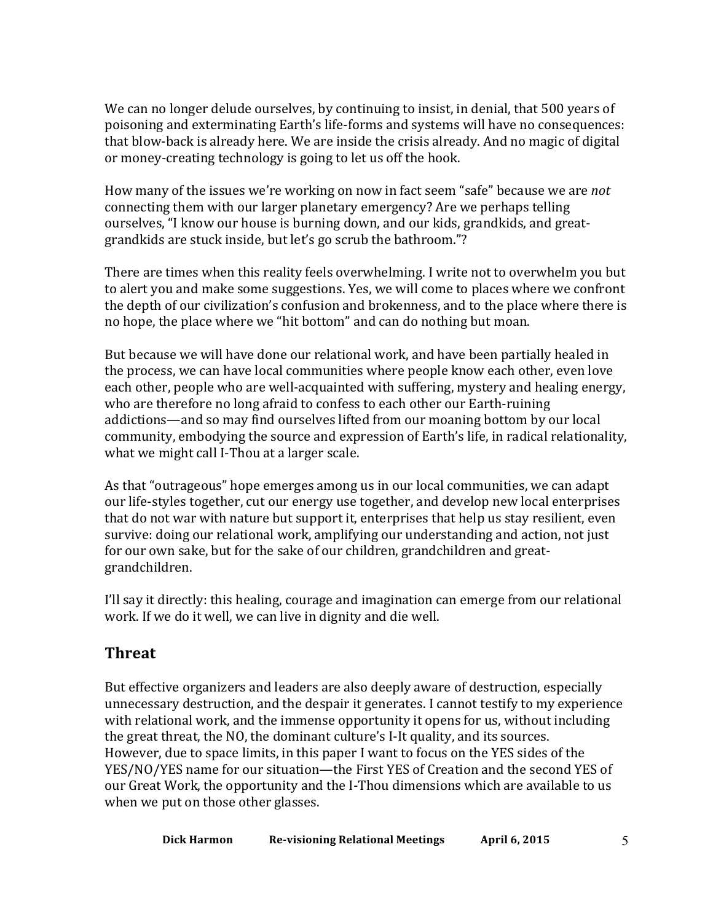We can no longer delude ourselves, by continuing to insist, in denial, that 500 years of poisoning and exterminating Earth's life-forms and systems will have no consequences: that blow-back is already here. We are inside the crisis already. And no magic of digital or money-creating technology is going to let us off the hook.

How many of the issues we're working on now in fact seem "safe" because we are *not* connecting them with our larger planetary emergency? Are we perhaps telling ourselves, "I know our house is burning down, and our kids, grandkids, and great-grandkids are stuck inside, but let's go scrub the bathroom."?

There are times when this reality feels overwhelming. I write not to overwhelm you but to alert you and make some suggestions. Yes, we will come to places where we confront the depth of our civilization's confusion and brokenness, and to the place where there is no hope, the place where we "hit bottom" and can do nothing but moan.

But because we will have done our relational work, and have been partially healed in the process, we can have local communities where people know each other, even love each other, people who are well-acquainted with suffering, mystery and healing energy, who are therefore no long afraid to confess to each other our Earth-ruining addictions—and so may find ourselves lifted from our moaning bottom by our local community, embodying the source and expression of Earth's life, in radical relationality, what we might call I-Thou at a larger scale.

As that "outrageous" hope emerges among us in our local communities, we can adapt our life-styles together, cut our energy use together, and develop new local enterprises that do not war with nature but support it, enterprises that help us stay resilient, even survive: doing our relational work, amplifying our understanding and action, not just for our own sake, but for the sake of our children, grandchildren and great-grandchildren.

I'll say it directly: this healing, courage and imagination can emerge from our relational work. If we do it well, we can live in dignity and die well.

## Threat

But effective organizers and leaders are also deeply aware of destruction, especially unnecessary destruction, and the despair it generates. I cannot testify to my experience with relational work, and the immense opportunity it opens for us, without including the great threat, the NO, the dominant culture's I-It quality, and its sources. However, due to space limits, in this paper I want to focus on the YES sides of the YES/NO/YES name for our situation—the First YES of Creation and the second YES of our Great Work, the opportunity and the I-Thou dimensions which are available to us when we put on those other glasses.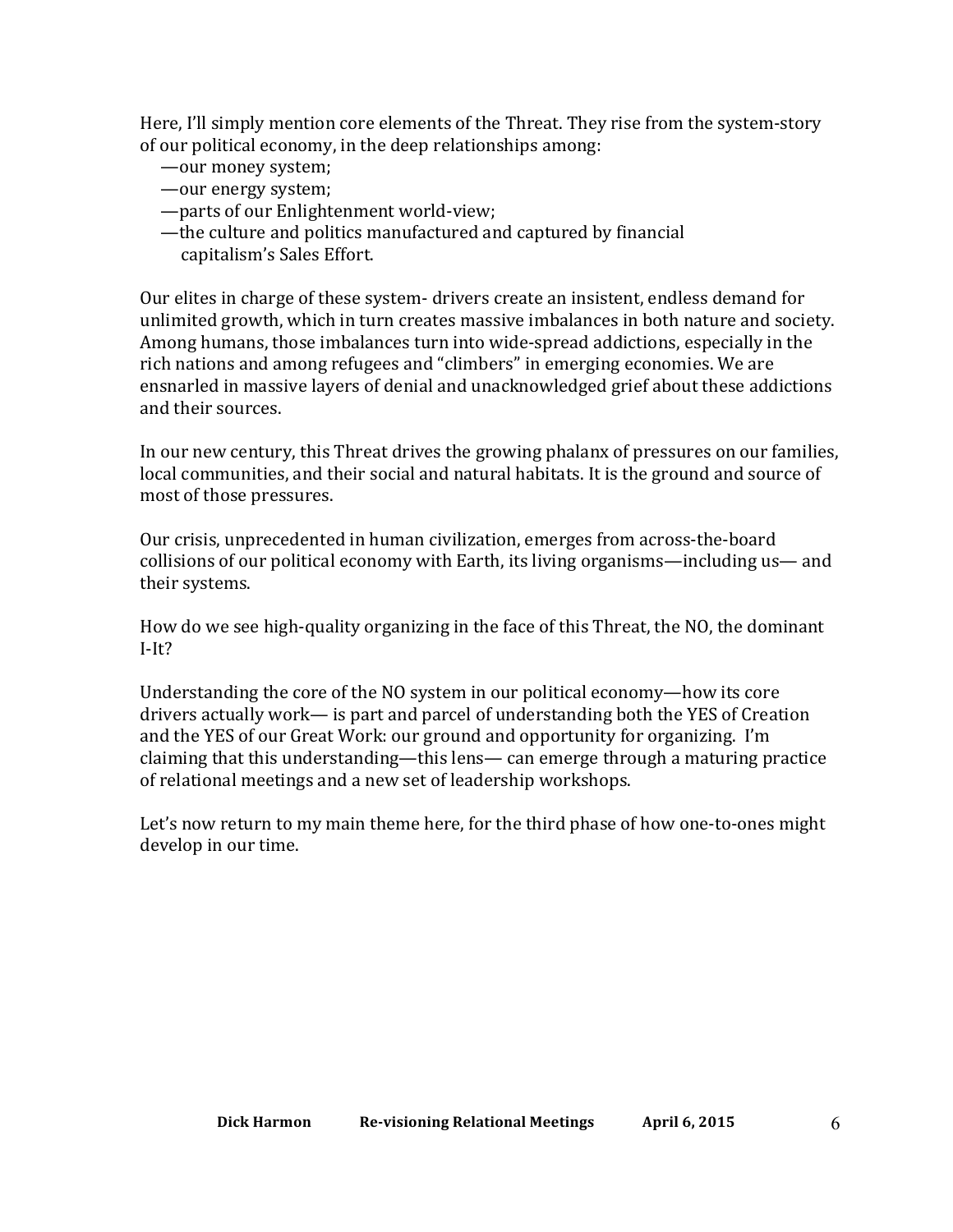Here, I'll simply mention core elements of the Threat. They rise from the system-story of our political economy, in the deep relationships among:

—our money system;  
—our energy system;  
—parts of our Enlightenment world-view;  
—the culture and politics manufactured and captured by financial capitalism's Sales Effort.

Our elites in charge of these system- drivers create an insistent, endless demand for unlimited growth, which in turn creates massive imbalances in both nature and society. Among humans, those imbalances turn into wide-spread addictions, especially in the rich nations and among refugees and "climbers" in emerging economies. We are ensnarled in massive layers of denial and unacknowledged grief about these addictions and their sources.

In our new century, this Threat drives the growing phalanx of pressures on our families, local communities, and their social and natural habitats. It is the ground and source of most of those pressures.

Our crisis, unprecedented in human civilization, emerges from across-the-board collisions of our political economy with Earth, its living organisms—including us— and their systems.

How do we see high-quality organizing in the face of this Threat, the NO, the dominant I-It?

Understanding the core of the NO system in our political economy—how its core drivers actually work— is part and parcel of understanding both the YES of Creation and the YES of our Great Work: our ground and opportunity for organizing. I'm claiming that this understanding—this lens— can emerge through a maturing practice of relational meetings and a new set of leadership workshops.

Let's now return to my main theme here, for the third phase of how one-to-ones might develop in our time.